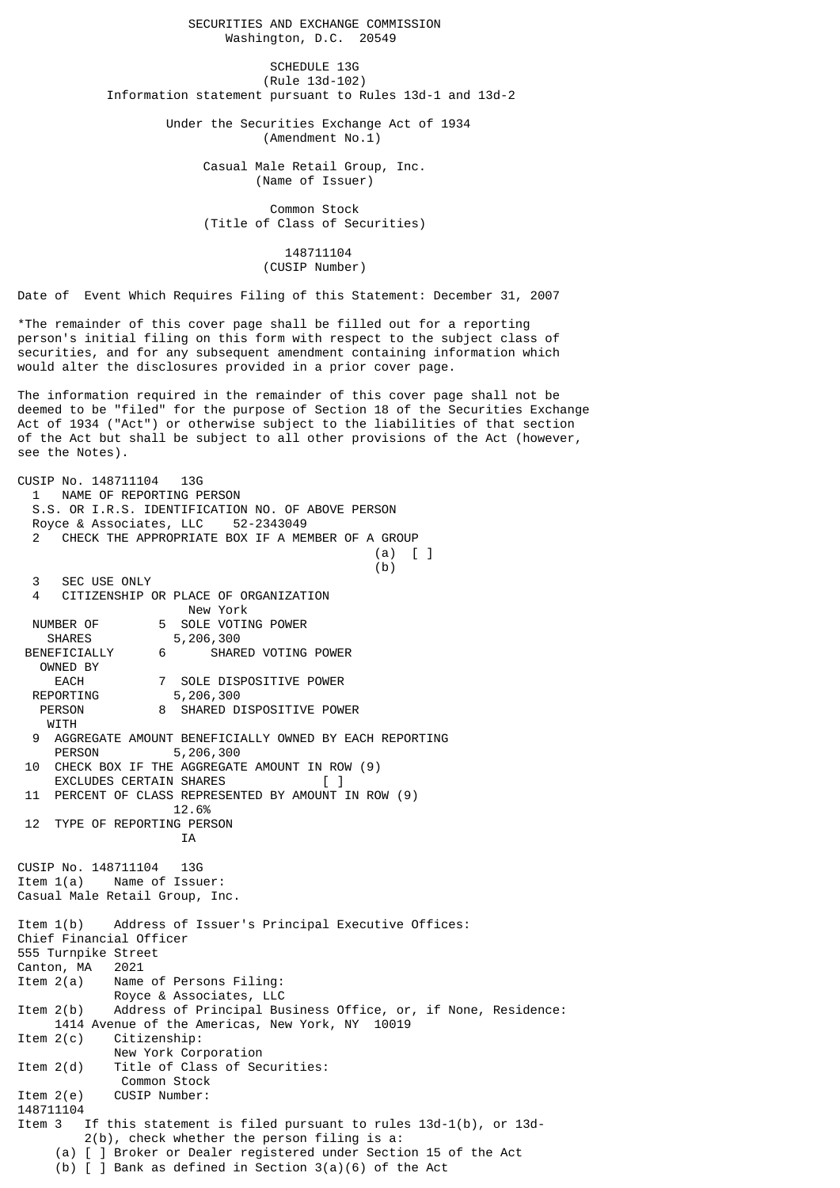SECURITIES AND EXCHANGE COMMISSION
Washington, D.C. 20549

SCHEDULE 13G
(Rule 13d-102)
Information statement pursuant to Rules 13d-1 and 13d-2

Under the Securities Exchange Act of 1934
(Amendment No.1)

Casual Male Retail Group, Inc.
(Name of Issuer)

Common Stock
(Title of Class of Securities)

148711104
(CUSIP Number)

Date of Event Which Requires Filing of this Statement: December 31, 2007

*The remainder of this cover page shall be filled out for a reporting person's initial filing on this form with respect to the subject class of securities, and for any subsequent amendment containing information which would alter the disclosures provided in a prior cover page.

The information required in the remainder of this cover page shall not be deemed to be "filed" for the purpose of Section 18 of the Securities Exchange Act of 1934 ("Act") or otherwise subject to the liabilities of that section of the Act but shall be subject to all other provisions of the Act (however, see the Notes).

CUSIP No. 148711104 13G

1 NAME OF REPORTING PERSON
S.S. OR I.R.S. IDENTIFICATION NO. OF ABOVE PERSON
Royce & Associates, LLC 52-2343049

2 CHECK THE APPROPRIATE BOX IF A MEMBER OF A GROUP
(a) [ ]
(b)

3 SEC USE ONLY

4 CITIZENSHIP OR PLACE OF ORGANIZATION
New York

NUMBER OF SHARES BENEFICIALLY OWNED BY EACH REPORTING PERSON WITH

5 SOLE VOTING POWER
5,206,300

6 SHARED VOTING POWER

7 SOLE DISPOSITIVE POWER
5,206,300

8 SHARED DISPOSITIVE POWER

9 AGGREGATE AMOUNT BENEFICIALLY OWNED BY EACH REPORTING PERSON
5,206,300

10 CHECK BOX IF THE AGGREGATE AMOUNT IN ROW (9) EXCLUDES CERTAIN SHARES [ ]

11 PERCENT OF CLASS REPRESENTED BY AMOUNT IN ROW (9)
12.6%

12 TYPE OF REPORTING PERSON
IA

CUSIP No. 148711104 13G

Item 1(a) Name of Issuer:
Casual Male Retail Group, Inc.

Item 1(b) Address of Issuer's Principal Executive Offices:
Chief Financial Officer
555 Turnpike Street
Canton, MA 2021

Item 2(a) Name of Persons Filing:
Royce & Associates, LLC

Item 2(b) Address of Principal Business Office, or, if None, Residence:
1414 Avenue of the Americas, New York, NY 10019

Item 2(c) Citizenship:
New York Corporation

Item 2(d) Title of Class of Securities:
Common Stock

Item 2(e) CUSIP Number:
148711104

Item 3 If this statement is filed pursuant to rules 13d-1(b), or 13d-2(b), check whether the person filing is a:

(a) [ ] Broker or Dealer registered under Section 15 of the Act
(b) [ ] Bank as defined in Section 3(a)(6) of the Act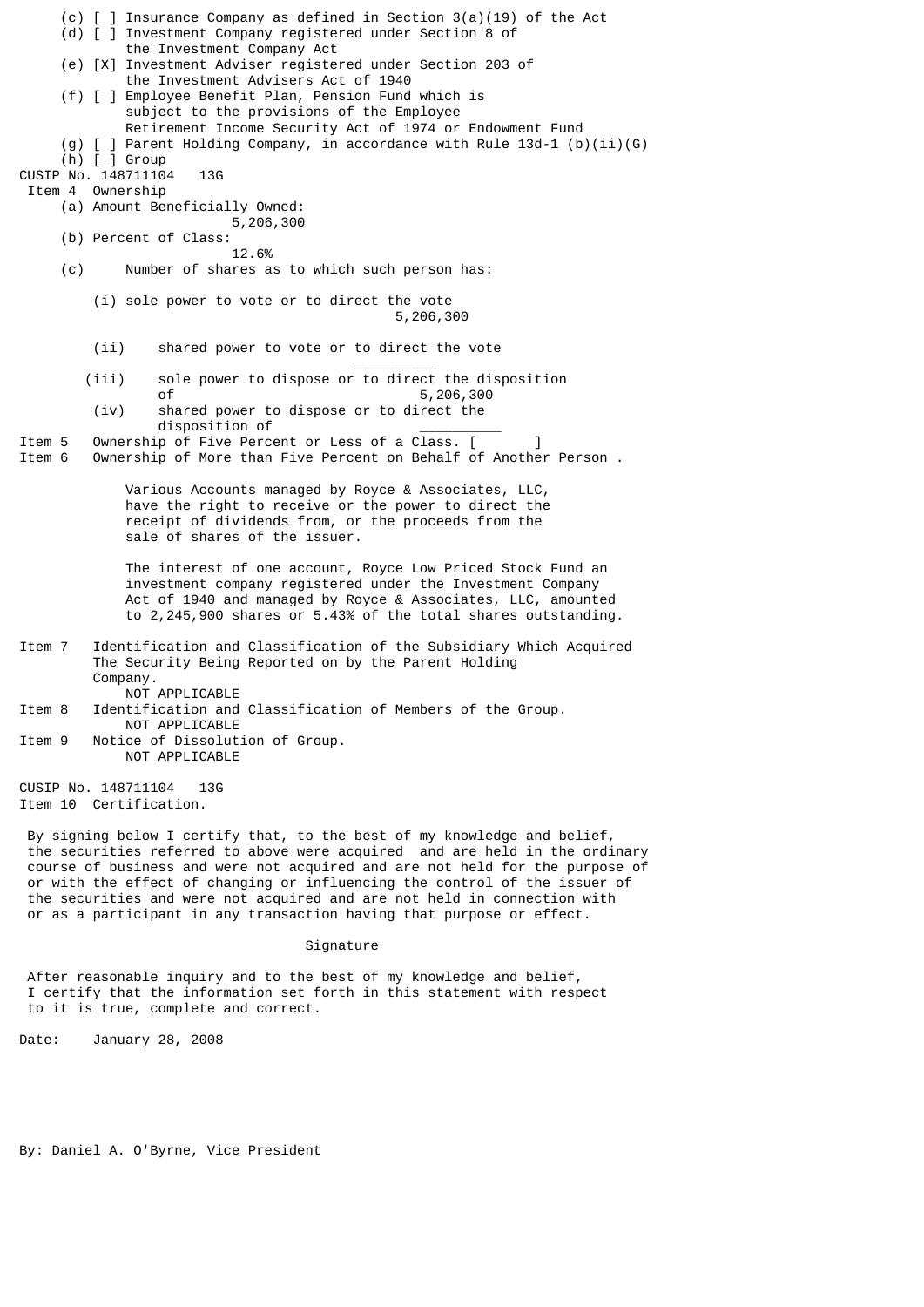(c) [ ] Insurance Company as defined in Section 3(a)(19) of the Act

(d) [ ] Investment Company registered under Section 8 of the Investment Company Act

(e) [X] Investment Adviser registered under Section 203 of the Investment Advisers Act of 1940

(f) [ ] Employee Benefit Plan, Pension Fund which is subject to the provisions of the Employee Retirement Income Security Act of 1974 or Endowment Fund

(g) [ ] Parent Holding Company, in accordance with Rule 13d-1 (b)(ii)(G)

(h) [ ] Group

CUSIP No. 148711104 13G

Item 4 Ownership

(a) Amount Beneficially Owned:
5,206,300

(b) Percent of Class:
12.6%

(c) Number of shares as to which such person has:

(i) sole power to vote or to direct the vote
5,206,300

(ii) shared power to vote or to direct the vote
__________

(iii) sole power to dispose or to direct the disposition of
5,206,300

(iv) shared power to dispose or to direct the disposition of
__________

Item 5 Ownership of Five Percent or Less of a Class. [ ]

Item 6 Ownership of More than Five Percent on Behalf of Another Person .

Various Accounts managed by Royce & Associates, LLC, have the right to receive or the power to direct the receipt of dividends from, or the proceeds from the sale of shares of the issuer.

The interest of one account, Royce Low Priced Stock Fund an investment company registered under the Investment Company Act of 1940 and managed by Royce & Associates, LLC, amounted to 2,245,900 shares or 5.43% of the total shares outstanding.

Item 7 Identification and Classification of the Subsidiary Which Acquired The Security Being Reported on by the Parent Holding Company.
NOT APPLICABLE

Item 8 Identification and Classification of Members of the Group.
NOT APPLICABLE

Item 9 Notice of Dissolution of Group.
NOT APPLICABLE

CUSIP No. 148711104 13G

Item 10 Certification.

By signing below I certify that, to the best of my knowledge and belief, the securities referred to above were acquired and are held in the ordinary course of business and were not acquired and are not held for the purpose of or with the effect of changing or influencing the control of the issuer of the securities and were not acquired and are not held in connection with or as a participant in any transaction having that purpose or effect.

Signature

After reasonable inquiry and to the best of my knowledge and belief, I certify that the information set forth in this statement with respect to it is true, complete and correct.

Date: January 28, 2008

By: Daniel A. O'Byrne, Vice President